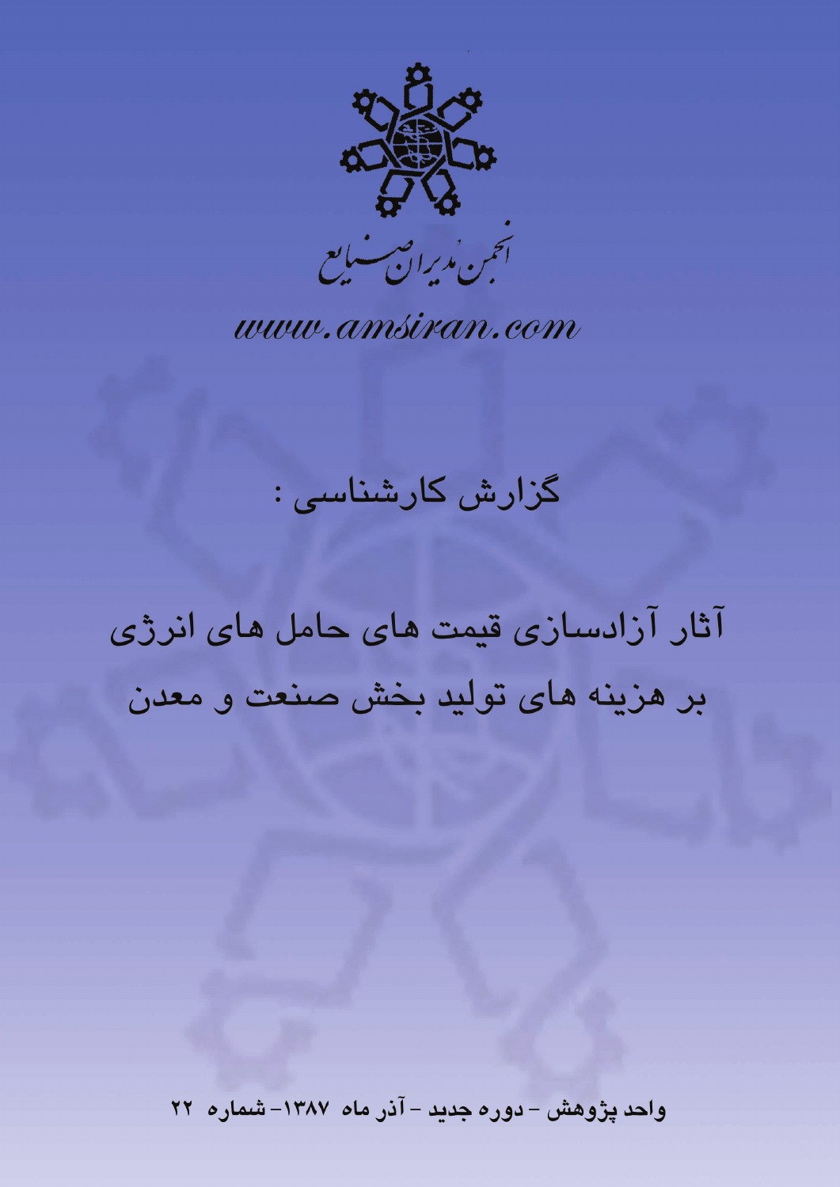انجمن مدیران صنایع

www.amsiran.com

## گزارش کارشناسی :

# آثار آزادسازی قیمت های حامل های انرژی بر هزینه های تولید بخش صنعت و معدن

**واحد پژوهش - دوره جدید - آذر ماه ۱۳۸۷- شماره ۲۲**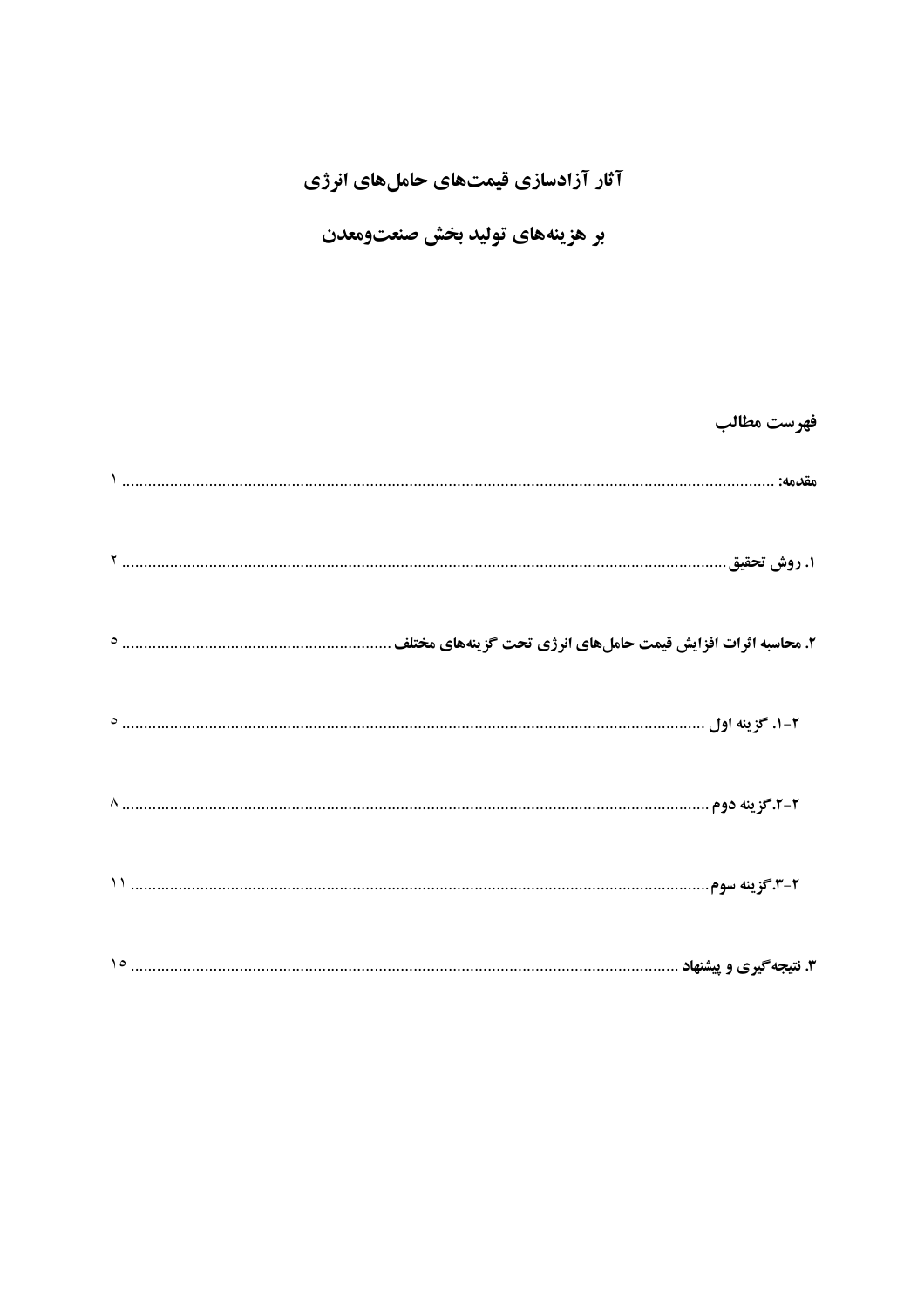# آثار آزادسازی قیمت‌های حامل‌های انرژی

# بر هزینه‌های تولید بخش صنعت‌ومعدن

## فهرست مطالب

مقدمه: ........ ۱

۱. روش تحقیق ........ ۲

۲. محاسبه اثرات افزایش قیمت حامل‌های انرژی تحت گزینه‌های مختلف ........ ۵

۲-۱. گزینه اول ........ ۵

۲-۲.گزینه دوم ........ ۸

۲-۳.گزینه سوم ........ ۱۱

۳. نتیجه‌گیری و پیشنهاد ........ ۱۵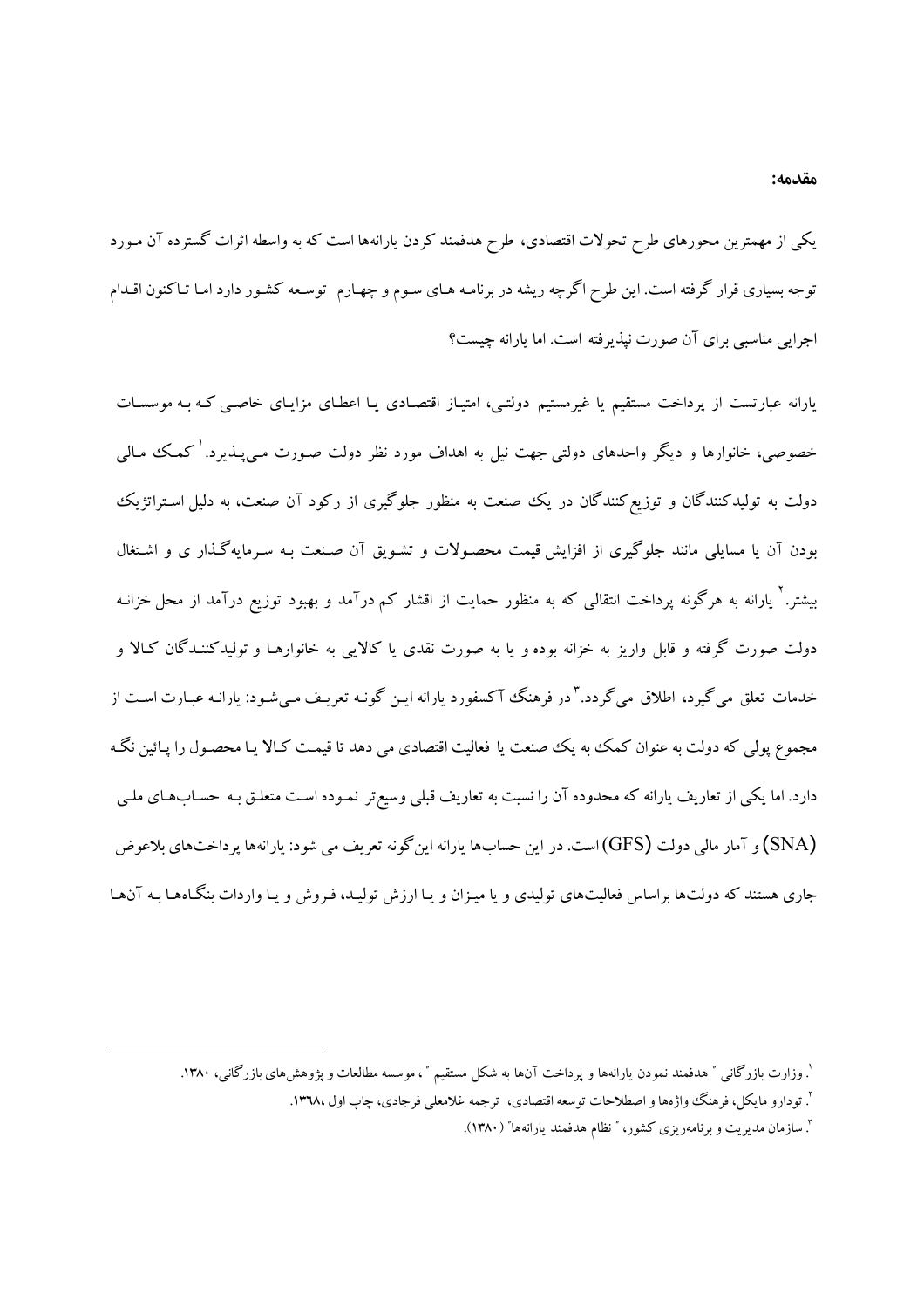**مقدمه:**

یکی از مهمترین محورهای طرح تحولات اقتصادی، طرح هدفمند کردن یارانه‌ها است که به واسطه اثرات گسترده آن مورد توجه بسیاری قرار گرفته است. این طرح اگرچه ریشه در برنامه های سوم و چهارم توسعه کشور دارد اما تاکنون اقدام اجرایی مناسبی برای آن صورت نپذیرفته است. اما یارانه چیست؟

یارانه عبارتست از پرداخت مستقیم یا غیرمستیم دولتی، امتیاز اقتصادی یا اعطای مزایای خاصی که به موسسات خصوصی، خانوارها و دیگر واحدهای دولتی جهت نیل به اهداف مورد نظر دولت صورت می‌پذیرد.[1] کمک مالی دولت به تولیدکنندگان و توزیع‌کنندگان در یک صنعت به منظور جلوگیری از رکود آن صنعت، به دلیل استراتژیک بودن آن یا مسایلی مانند جلوگیری از افزایش قیمت محصولات و تشویق آن صنعت به سرمایه‌گذار ی و اشتغال بیشتر.[2] یارانه به هرگونه پرداخت انتقالی که به منظور حمایت از اقشار کم درآمد و بهبود توزیع درآمد از محل خزانه دولت صورت گرفته و قابل واریز به خزانه بوده و یا به صورت نقدی یا کالایی به خانوارها و تولیدکنندگان کالا و خدمات تعلق می‌گیرد، اطلاق می‌گردد.[3] در فرهنگ آکسفورد یارانه این گونه تعریف می‌شود: یارانه عبارت است از مجموع پولی که دولت به عنوان کمک به یک صنعت یا فعالیت اقتصادی می دهد تا قیمت کالا یا محصول را پائین نگه دارد. اما یکی از تعاریف یارانه که محدوده آن را نسبت به تعاریف قبلی وسیع‌تر نموده است متعلق به حساب‌های ملی (SNA) و آمار مالی دولت (GFS) است. در این حساب‌ها یارانه این‌گونه تعریف می شود: یارانه‌ها پرداخت‌های بلاعوض جاری هستند که دولت‌ها براساس فعالیت‌های تولیدی و یا میزان و یا ارزش تولید، فروش و یا واردات بنگاه‌ها به آن‌ها

---

[1]. وزارت بازرگانی " هدفمند نمودن یارانه‌ها و پرداخت آن‌ها به شکل مستقیم " ، موسسه مطالعات و پژوهش‌های بازرگانی، ۱۳۸۰.

[2]. تودارو مایکل، فرهنگ واژه‌ها و اصطلاحات توسعه اقتصادی، ترجمه غلامعلی فرجادی، چاپ اول ،۱۳٦۸.

[3]. سازمان مدیریت و برنامه‌ریزی کشور، " نظام هدفمند یارانه‌ها" (۱۳۸۰).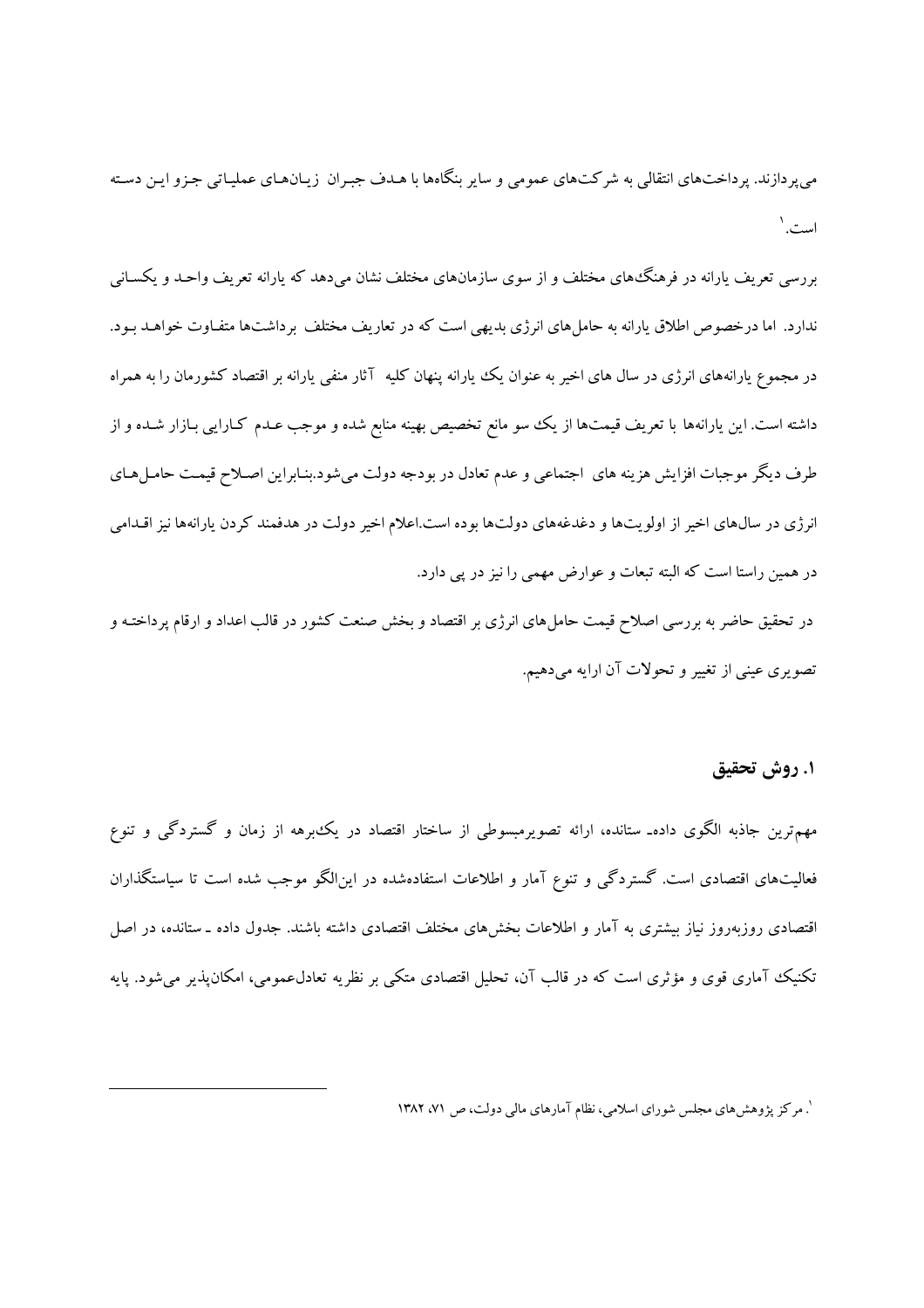می‌پردازند. پرداخت‌های انتقالی به شرکت‌های عمومی و سایر بنگاه‌ها با هدف جبران زیان‌های عملیاتی جزو این دسته است.[1]

بررسی تعریف یارانه در فرهنگ‌های مختلف و از سوی سازمان‌های مختلف نشان می‌دهد که یارانه تعریف واحد و یکسانی ندارد. اما درخصوص اطلاق یارانه به حامل‌های انرژی بدیهی است که در تعاریف مختلف برداشت‌ها متفاوت خواهد بود. در مجموع یارانه‌های انرژی در سال های اخیر به عنوان یک یارانه پنهان کلیه آثار منفی یارانه بر اقتصاد کشورمان را به همراه داشته است. این یارانه‌ها با تعریف قیمت‌ها از یک سو مانع تخصیص بهینه منابع شده و موجب عدم کارایی بازار شده و از طرف دیگر موجبات افزایش هزینه های اجتماعی و عدم تعادل در بودجه دولت می‌شود.بنابراین اصلاح قیمت حامل‌های انرژی در سال‌های اخیر از اولویت‌ها و دغدغه‌های دولت‌ها بوده است.اعلام اخیر دولت در هدفمند کردن یارانه‌ها نیز اقدامی در همین راستا است که البته تبعات و عوارض مهمی را نیز در پی دارد.

در تحقیق حاضر به بررسی اصلاح قیمت حامل‌های انرژی بر اقتصاد و بخش صنعت کشور در قالب اعداد و ارقام پرداخته و تصویری عینی از تغییر و تحولات آن ارایه می‌دهیم.

## ۱. روش تحقیق

مهم‌ترین جاذبه الگوی داده‌ـ ستانده، ارائه تصویرمبسوطی از ساختار اقتصاد در یک‌برهه از زمان و گستردگی و تنوع فعالیت‌های اقتصادی است. گستردگی و تنوع آمار و اطلاعات استفاده‌شده در این‌الگو موجب شده است تا سیاستگذاران اقتصادی روزبه‌روز نیاز بیشتری به آمار و اطلاعات بخش‌های مختلف اقتصادی داشته باشند. جدول داده ـ ستانده، در اصل تکنیک آماری قوی و مؤثری است که در قالب آن، تحلیل اقتصادی متکی بر نظریه تعادل‌عمومی، امکان‌پذیر می‌شود. پایه

---

[1]. مرکز پژوهش‌های مجلس شورای اسلامی، نظام آمارهای مالی دولت، ص ۷۱، ۱۳۸۲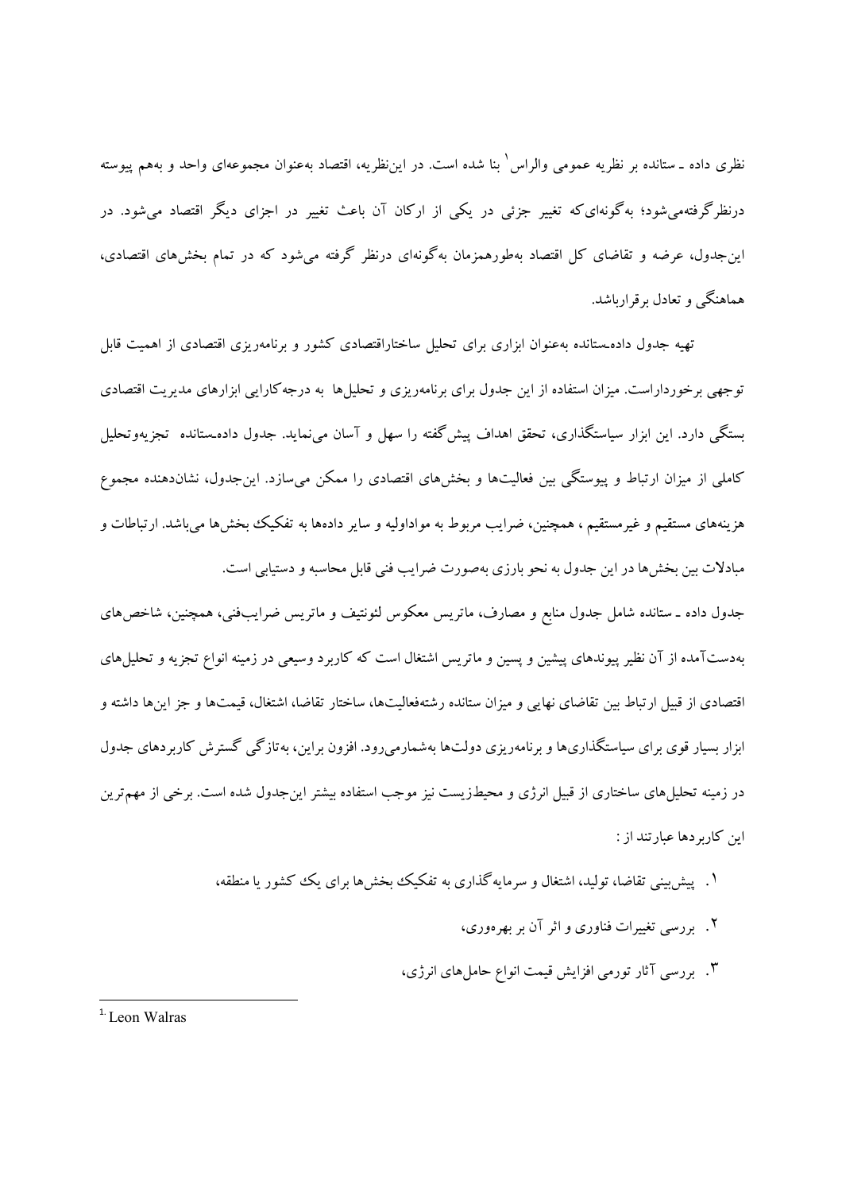نظری داده ـ ستانده بر نظریه عمومی والراس[1] بنا شده است. در این‌نظریه، اقتصاد به‌عنوان مجموعه‌ای واحد و به‌هم پیوسته درنظرگرفته‌می‌شود؛ به‌گونه‌ای‌که تغییر جزئی در یکی از ارکان آن باعث تغییر در اجزای دیگر اقتصاد می‌شود. در این‌جدول، عرضه و تقاضای کل اقتصاد به‌طورهمزمان به‌گونه‌ای درنظر گرفته می‌شود که در تمام بخش‌های اقتصادی، هماهنگی و تعادل برقرارباشد.

تهیه جدول داده‌ـستانده به‌عنوان ابزاری برای تحلیل ساختاراقتصادی کشور و برنامه‌ریزی اقتصادی از اهمیت قابل توجهی برخورداراست. میزان استفاده از این جدول برای برنامه‌ریزی و تحلیل‌ها به درجه‌کارایی ابزارهای مدیریت اقتصادی بستگی دارد. این ابزار سیاستگذاری، تحقق اهداف پیش‌گفته را سهل و آسان می‌نماید. جدول داده‌ـستانده تجزیه‌وتحلیل کاملی از میزان ارتباط و پیوستگی بین فعالیت‌ها و بخش‌های اقتصادی را ممکن می‌سازد. این‌جدول، نشان‌دهنده مجموع هزینه‌های مستقیم و غیرمستقیم ، همچنین، ضرایب مربوط به مواداولیه و سایر داده‌ها به تفکیک بخش‌ها می‌باشد. ارتباطات و مبادلات بین بخش‌ها در این جدول به نحو بارزی به‌صورت ضرایب فنی قابل محاسبه و دستیابی است.

جدول داده ـ ستانده شامل جدول منابع و مصارف، ماتریس معکوس لئونتیف و ماتریس ضرایب‌فنی، همچنین، شاخص‌های به‌دست‌آمده از آن نظیر پیوندهای پیشین و پسین و ماتریس اشتغال است که کاربرد وسیعی در زمینه انواع تجزیه و تحلیل‌های اقتصادی از قبیل ارتباط بین تقاضای نهایی و میزان ستانده رشته‌فعالیت‌ها، ساختار تقاضا، اشتغال، قیمت‌ها و جز این‌ها داشته و ابزار بسیار قوی برای سیاستگذاری‌ها و برنامه‌ریزی دولت‌ها به‌شمارمی‌رود. افزون براین، به‌تازگی گسترش کاربردهای جدول در زمینه تحلیل‌های ساختاری از قبیل انرژی و محیط‌زیست نیز موجب استفاده بیشتر این‌جدول شده است. برخی از مهم‌ترین این کاربردها عبارتند از :

۱. پیش‌بینی تقاضا، تولید، اشتغال و سرمایه‌گذاری به تفکیک بخش‌ها برای یک کشور یا منطقه،

۲. بررسی تغییرات فناوری و اثر آن بر بهره‌وری،

۳. بررسی آثار تورمی افزایش قیمت انواع حامل‌های انرژی،

---

[1] Leon Walras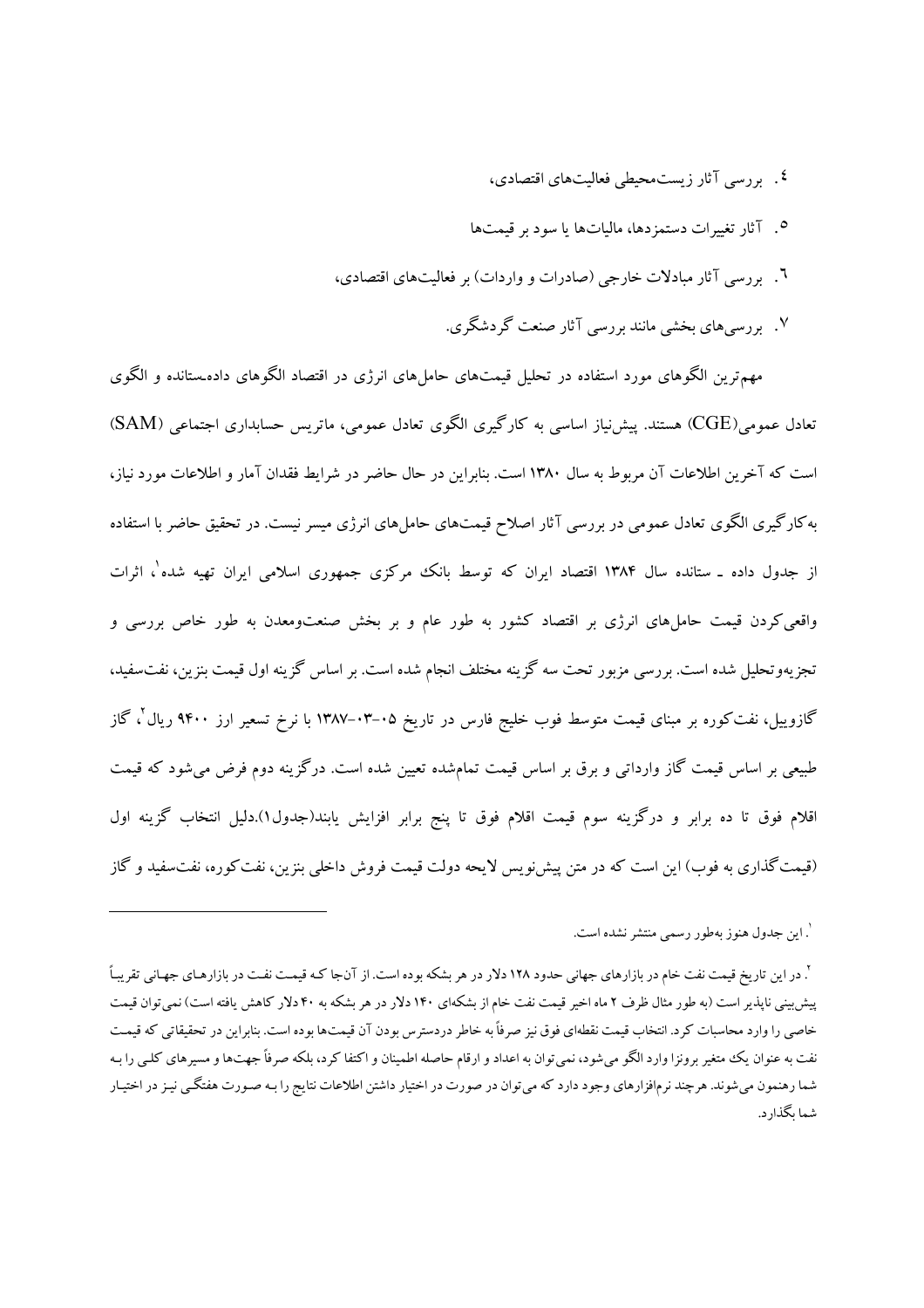۴. بررسی آثار زیست‌محیطی فعالیت‌های اقتصادی،

۵. آثار تغییرات دستمزدها، مالیات‌ها یا سود بر قیمت‌ها

۶. بررسی آثار مبادلات خارجی (صادرات و واردات) بر فعالیت‌های اقتصادی،

۷. بررسی‌های بخشی مانند بررسی آثار صنعت گردشگری.

مهم‌ترین الگوهای مورد استفاده در تحلیل قیمت‌های حامل‌های انرژی در اقتصاد الگوهای داده‌ستانده و الگوی تعادل عمومی(CGE) هستند. پیش‌نیاز اساسی به کارگیری الگوی تعادل عمومی، ماتریس حسابداری اجتماعی (SAM) است که آخرین اطلاعات آن مربوط به سال ۱۳۸۰ است. بنابراین در حال حاضر در شرایط فقدان آمار و اطلاعات مورد نیاز، به‌کارگیری الگوی تعادل عمومی در بررسی آثار اصلاح قیمت‌های حامل‌های انرژی میسر نیست. در تحقیق حاضر با استفاده از جدول داده ـ ستانده سال ۱۳۸۴ اقتصاد ایران که توسط بانک مرکزی جمهوری اسلامی ایران تهیه شده[1]، اثرات واقعی‌کردن قیمت حامل‌های انرژی بر اقتصاد کشور به طور عام و بر بخش صنعت‌ومعدن به طور خاص بررسی و تجزیه‌وتحلیل شده است. بررسی مزبور تحت سه گزینه مختلف انجام شده است. بر اساس گزینه اول قیمت بنزین، نفت‌سفید، گازوییل، نفت‌کوره بر مبنای قیمت متوسط فوب خلیج فارس در تاریخ ۰۵-۰۳-۱۳۸۷ با نرخ تسعیر ارز ۹۴۰۰ ریال[2]، گاز طبیعی بر اساس قیمت گاز وارداتی و برق بر اساس قیمت تمام‌شده تعیین شده است. درگزینه دوم فرض می‌شود که قیمت اقلام فوق تا ده برابر و درگزینه سوم قیمت اقلام فوق تا پنج برابر افزایش یابند(جدول۱).دلیل انتخاب گزینه اول (قیمت‌گذاری به فوب) این است که در متن پیش‌نویس لایحه دولت قیمت فروش داخلی بنزین، نفت‌کوره، نفت‌سفید و گاز

---

[1]. این جدول هنوز به‌طور رسمی منتشر نشده است.

[2]. در این تاریخ قیمت نفت خام در بازارهای جهانی حدود ۱۲۸ دلار در هر بشکه بوده است. از آن‌جا کـه قیمـت نفـت در بازارهـای جهـانی تقریبـاً پیش‌بینی ناپذیر است (به طور مثال ظرف ۲ ماه اخیر قیمت نفت خام از بشکه‌ای ۱۴۰ دلار در هر بشکه به ۴۰ دلار کاهش یافته است) نمی‌توان قیمت خاصی را وارد محاسبات کرد. انتخاب قیمت نقطه‌ای فوق نیز صرفاً به خاطر دردسترس بودن آن قیمت‌ها بوده است. بنابراین در تحقیقاتی که قیمـت نفت به عنوان یک متغیر برونزا وارد الگو می‌شود، نمی‌توان به اعداد و ارقام حاصله اطمینان و اکتفا کرد، بلکه صرفاً جهت‌ها و مسیرهای کلـی را بـه شما رهنمون می‌شوند. هرچند نرم‌افزارهای وجود دارد که می‌توان در صورت در اختیار داشتن اطلاعات نتایج را بـه صـورت هفتگـی نیـز در اختیـار شما بگذارد.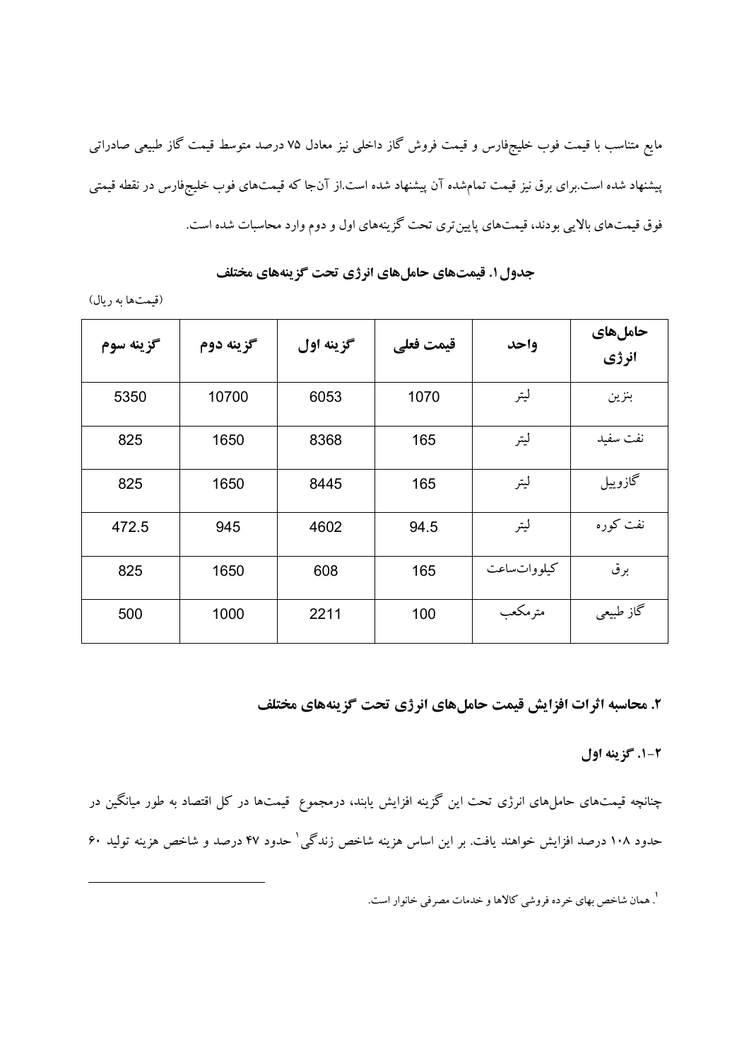مایع متناسب با قیمت فوب خلیج‌فارس و قیمت فروش گاز داخلی نیز معادل ۷۵ درصد متوسط قیمت گاز طبیعی صادراتی پیشنهاد شده است.برای برق نیز قیمت تمام‌شده آن پیشنهاد شده است.از آن‌جا که قیمت‌های فوب خلیج‌فارس در نقطه قیمتی فوق قیمت‌های بالایی بودند، قیمت‌های پایین‌تری تحت گزینه‌های اول و دوم وارد محاسبات شده است.

**جدول ۱. قیمت‌های حامل‌های انرژی تحت گزینه‌های مختلف**

(قیمت‌ها به ریال)

| حامل‌های انرژی | واحد | قیمت فعلی | گزینه اول | گزینه دوم | گزینه سوم |
|---|---|---|---|---|---|
| بنزین | لیتر | 1070 | 6053 | 10700 | 5350 |
| نفت سفید | لیتر | 165 | 8368 | 1650 | 825 |
| گازوییل | لیتر | 165 | 8445 | 1650 | 825 |
| نفت کوره | لیتر | 94.5 | 4602 | 945 | 472.5 |
| برق | کیلووات‌ساعت | 165 | 608 | 1650 | 825 |
| گاز طبیعی | مترمکعب | 100 | 2211 | 1000 | 500 |

## ۲. محاسبه اثرات افزایش قیمت حامل‌های انرژی تحت گزینه‌های مختلف

### ۲-۱. گزینه اول

چنانچه قیمت‌های حامل‌های انرژی تحت این گزینه افزایش یابند، درمجموع قیمت‌ها در کل اقتصاد به طور میانگین در حدود ۱۰۸ درصد افزایش خواهند یافت. بر این اساس هزینه شاخص هزینه زندگی[1] حدود ۴۷ درصد و شاخص هزینه تولید ۶۰

[1]. همان شاخص بهای خرده فروشی کالاها و خدمات مصرفی خانوار است.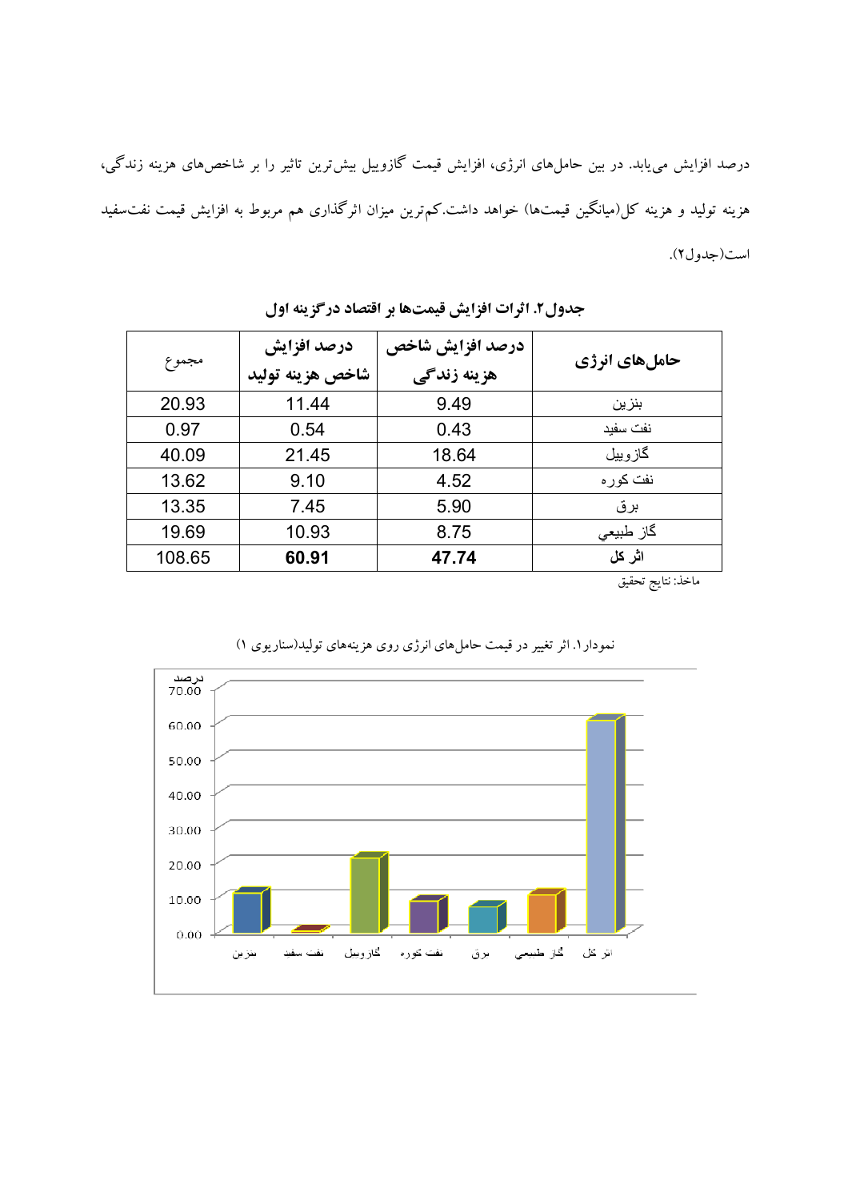درصد افزایش می‌یابد. در بین حامل‌های انرژی، افزایش قیمت گازوییل بیش‌ترین تاثیر را بر شاخص‌های هزینه زندگی، هزینه تولید و هزینه کل(میانگین قیمت‌ها) خواهد داشت.کم‌ترین میزان اثرگذاری هم مربوط به افزایش قیمت نفت‌سفید است(جدول۲).

**جدول۲. اثرات افزایش قیمت‌ها بر اقتصاد درگزینه اول**

| حامل‌های انرژی | درصد افزایش شاخص هزینه زندگی | درصد افزایش شاخص هزینه تولید | مجموع |
|---|---|---|---|
| بنزین | 9.49 | 11.44 | 20.93 |
| نفت سفید | 0.43 | 0.54 | 0.97 |
| گازوییل | 18.64 | 21.45 | 40.09 |
| نفت کوره | 4.52 | 9.10 | 13.62 |
| برق | 5.90 | 7.45 | 13.35 |
| گاز طبیعی | 8.75 | 10.93 | 19.69 |
| **اثر کل** | **47.74** | **60.91** | 108.65 |

ماخذ: نتایج تحقیق

نمودار۱. اثر تغییر در قیمت حامل‌های انرژی روی هزینه‌های تولید(سناریوی ۱)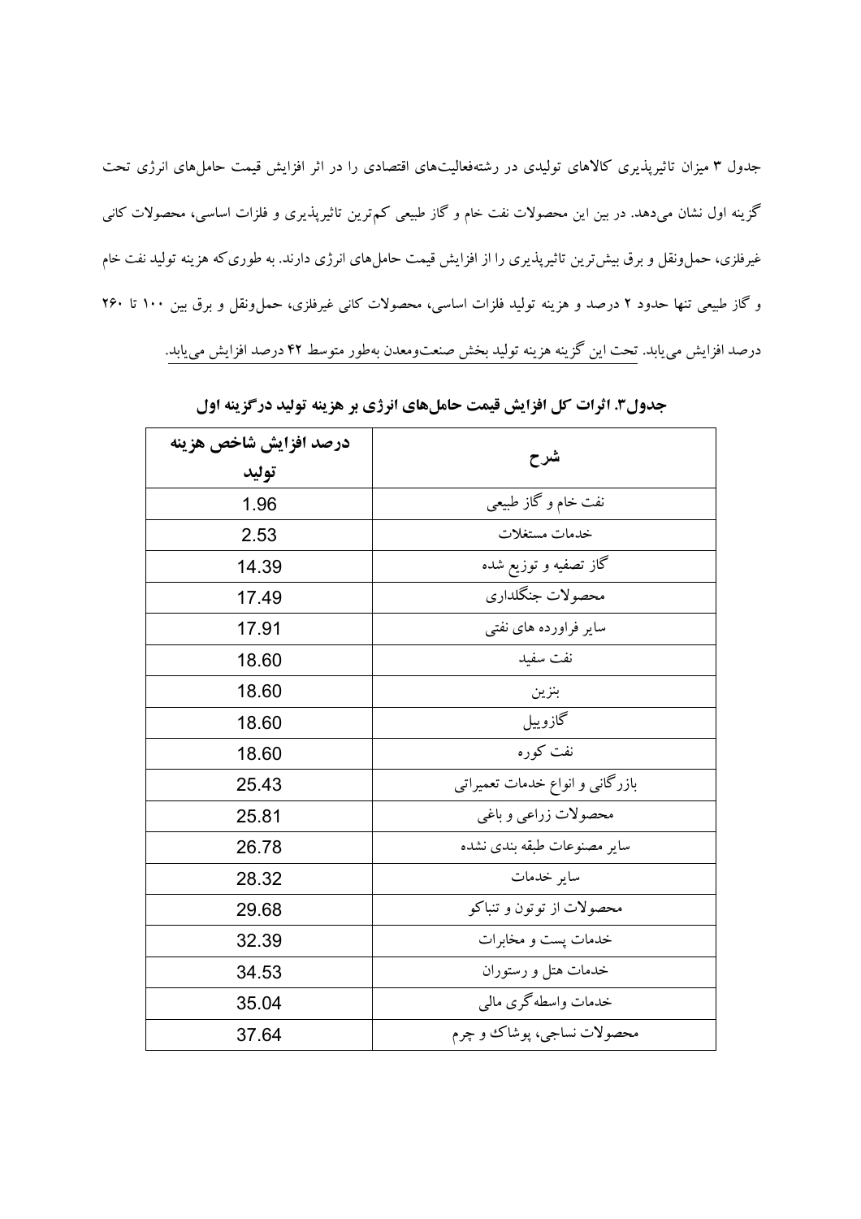جدول ۳ میزان تاثیرپذیری کالاهای تولیدی در رشته‌فعالیت‌های اقتصادی را در اثر افزایش قیمت حامل‌های انرژی تحت گزینه اول نشان می‌دهد. در بین این محصولات نفت خام و گاز طبیعی کم‌ترین تاثیرپذیری و فلزات اساسی، محصولات کانی غیرفلزی، حمل‌ونقل و برق بیش‌ترین تاثیرپذیری را از افزایش قیمت حامل‌های انرژی دارند. به طوری‌که هزینه تولید نفت خام و گاز طبیعی تنها حدود ۲ درصد و هزینه تولید فلزات اساسی، محصولات کانی غیرفلزی، حمل‌ونقل و برق بین ۱۰۰ تا ۲۶۰ درصد افزایش می‌یابد. تحت این گزینه هزینه تولید بخش صنعت‌ومعدن به‌طور متوسط ۴۲ درصد افزایش می‌یابد.

**جدول۳. اثرات کل افزایش قیمت حامل‌های انرژی بر هزینه تولید درگزینه اول**

| شرح | درصد افزایش شاخص هزینه تولید |
|---|---|
| نفت خام و گاز طبیعی | 1.96 |
| خدمات مستغلات | 2.53 |
| گاز تصفیه و توزیع شده | 14.39 |
| محصولات جنگلداری | 17.49 |
| سایر فراورده های نفتی | 17.91 |
| نفت سفید | 18.60 |
| بنزین | 18.60 |
| گازوییل | 18.60 |
| نفت کوره | 18.60 |
| بازرگانی و انواع خدمات تعمیراتی | 25.43 |
| محصولات زراعی و باغی | 25.81 |
| سایر مصنوعات طبقه بندی نشده | 26.78 |
| سایر خدمات | 28.32 |
| محصولات از توتون و تنباکو | 29.68 |
| خدمات پست و مخابرات | 32.39 |
| خدمات هتل و رستوران | 34.53 |
| خدمات واسطه‌گری مالی | 35.04 |
| محصولات نساجی، پوشاک و چرم | 37.64 |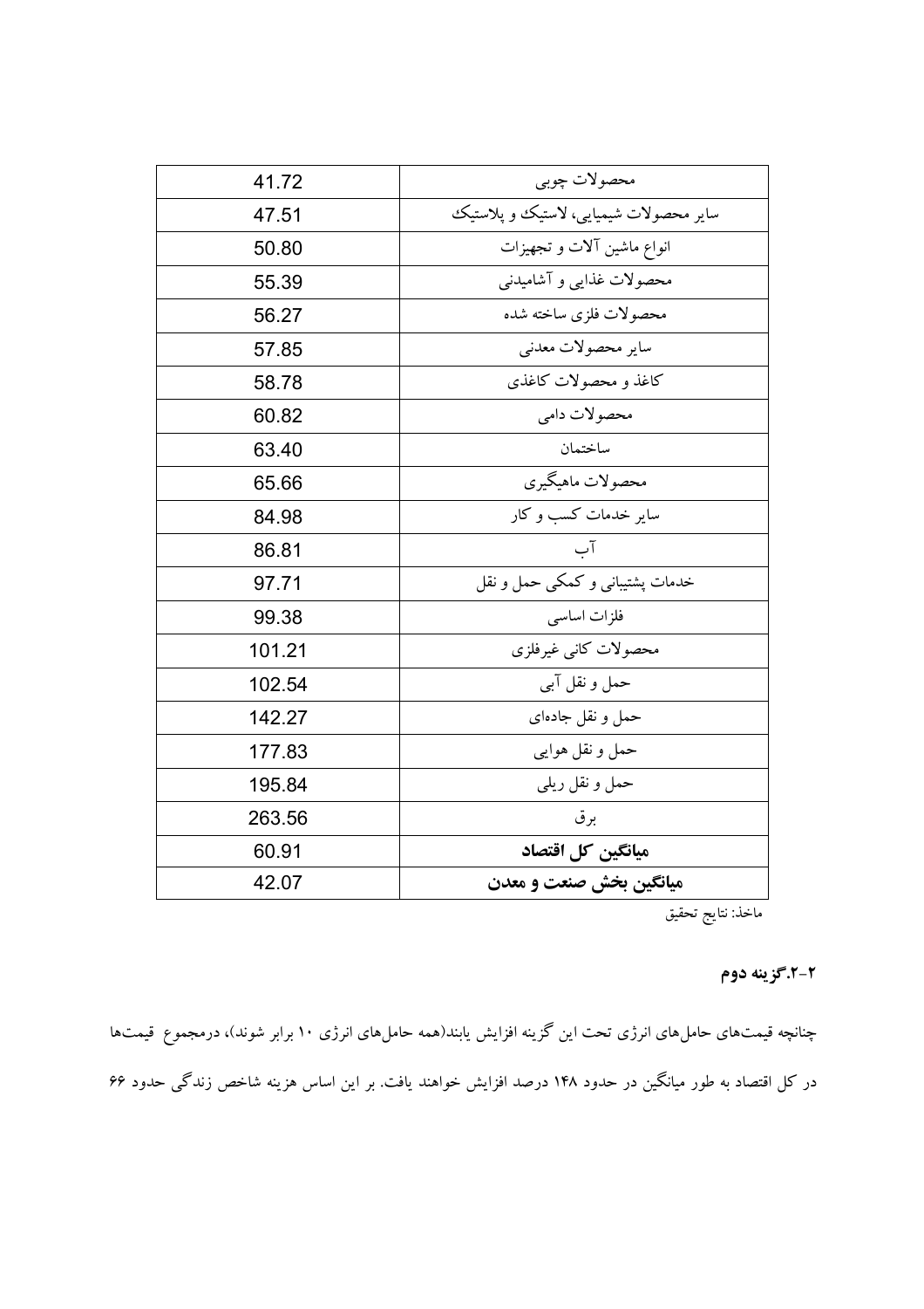| | |
|---|---|
| محصولات چوبی | 41.72 |
| سایر محصولات شیمیایی، لاستیک و پلاستیک | 47.51 |
| انواع ماشین آلات و تجهیزات | 50.80 |
| محصولات غذایی و آشامیدنی | 55.39 |
| محصولات فلزی ساخته شده | 56.27 |
| سایر محصولات معدنی | 57.85 |
| کاغذ و محصولات کاغذی | 58.78 |
| محصولات دامی | 60.82 |
| ساختمان | 63.40 |
| محصولات ماهیگیری | 65.66 |
| سایر خدمات کسب و کار | 84.98 |
| آب | 86.81 |
| خدمات پشتیبانی و کمکی حمل و نقل | 97.71 |
| فلزات اساسی | 99.38 |
| محصولات کانی غیرفلزی | 101.21 |
| حمل و نقل آبی | 102.54 |
| حمل و نقل جاده‌ای | 142.27 |
| حمل و نقل هوایی | 177.83 |
| حمل و نقل ریلی | 195.84 |
| برق | 263.56 |
| **میانگین کل اقتصاد** | 60.91 |
| **میانگین بخش صنعت و معدن** | 42.07 |

ماخذ: نتایج تحقیق

### ۲-۲.گزینه دوم

چنانچه قیمت‌های حامل‌های انرژی تحت این گزینه افزایش یابند(همه حامل‌های انرژی ۱۰ برابر شوند)، درمجموع قیمت‌ها در کل اقتصاد به طور میانگین در حدود ۱۴۸ درصد افزایش خواهند یافت. بر این اساس هزینه شاخص زندگی حدود ۶۶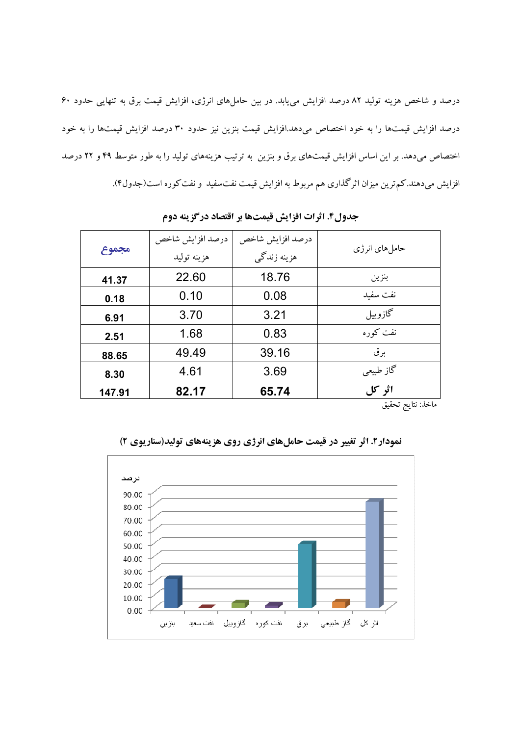درصد و شاخص هزینه تولید ۸۲ درصد افزایش می‌یابد. در بین حامل‌های انرژی، افزایش قیمت برق به تنهایی حدود ۶۰ درصد افزایش قیمت‌ها را به خود اختصاص می‌دهد.افزایش قیمت بنزین نیز حدود ۳۰ درصد افزایش قیمت‌ها را به خود اختصاص می‌دهد. بر این اساس افزایش قیمت‌های برق و بنزین به ترتیب هزینه‌های تولید را به طور متوسط ۴۹ و ۲۲ درصد افزایش می‌دهند.کم‌ترین میزان اثرگذاری هم مربوط به افزایش قیمت نفت‌سفید و نفت‌کوره است(جدول۴).

**جدول۴. اثرات افزایش قیمت‌ها بر اقتصاد درگزینه دوم**

| حامل‌های انرژی | درصد افزایش شاخص هزینه زندگی | درصد افزایش شاخص هزینه تولید | مجموع |
|---|---|---|---|
| بنزین | 18.76 | 22.60 | 41.37 |
| نفت سفید | 0.08 | 0.10 | 0.18 |
| گازوییل | 3.21 | 3.70 | 6.91 |
| نفت کوره | 0.83 | 1.68 | 2.51 |
| برق | 39.16 | 49.49 | 88.65 |
| گاز طبیعی | 3.69 | 4.61 | 8.30 |
| **اثر کل** | **65.74** | **82.17** | **147.91** |

ماخذ: نتایج تحقیق

**نمودار۲. اثر تغییر در قیمت حامل‌های انرژی روی هزینه‌های تولید(سناریوی ۲)**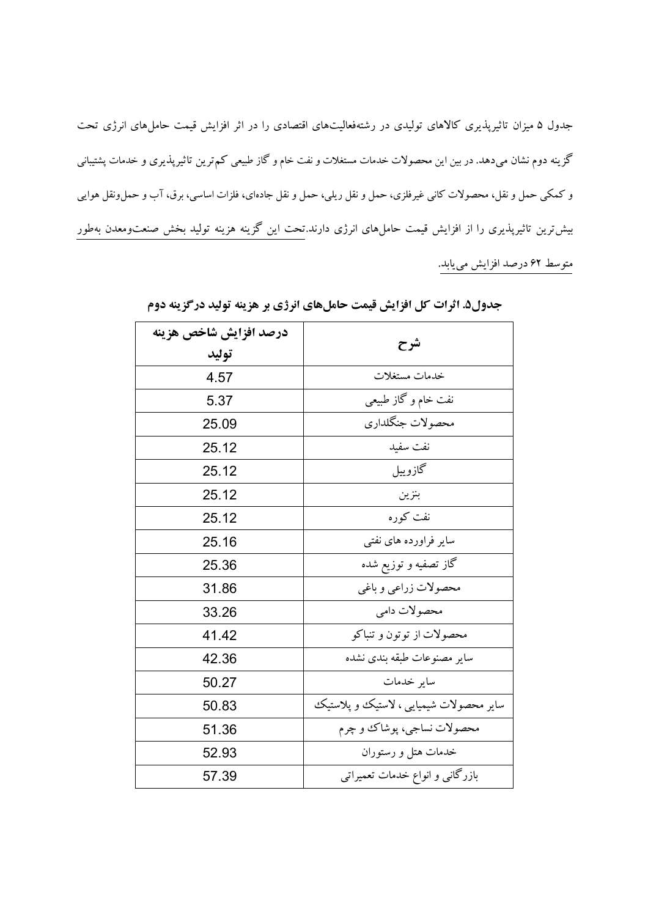جدول ۵ میزان تاثیرپذیری کالاهای تولیدی در رشته‌فعالیت‌های اقتصادی را در اثر افزایش قیمت حامل‌های انرژی تحت گزینه دوم نشان می‌دهد. در بین این محصولات خدمات مستغلات و نفت خام و گاز طبیعی کم‌ترین تاثیرپذیری و خدمات پشتیبانی و کمکی حمل و نقل، محصولات کانی غیرفلزی، حمل و نقل ریلی، حمل و نقل جاده‌ای، فلزات اساسی، برق، آب و حمل‌ونقل هوایی بیش‌ترین تاثیرپذیری را از افزایش قیمت حامل‌های انرژی دارند.تحت این گزینه هزینه تولید بخش صنعت‌ومعدن به‌طور متوسط ۶۲ درصد افزایش می‌یابد.

**جدول۵. اثرات کل افزایش قیمت حامل‌های انرژی بر هزینه تولید درگزینه دوم**

| شرح | درصد افزایش شاخص هزینه تولید |
|---|---|
| خدمات مستغلات | 4.57 |
| نفت خام و گاز طبیعی | 5.37 |
| محصولات جنگلداری | 25.09 |
| نفت سفید | 25.12 |
| گازوییل | 25.12 |
| بنزین | 25.12 |
| نفت کوره | 25.12 |
| سایر فراورده های نفتی | 25.16 |
| گاز تصفیه و توزیع شده | 25.36 |
| محصولات زراعی و باغی | 31.86 |
| محصولات دامی | 33.26 |
| محصولات از توتون و تنباکو | 41.42 |
| سایر مصنوعات طبقه بندی نشده | 42.36 |
| سایر خدمات | 50.27 |
| سایر محصولات شیمیایی ، لاستیک و پلاستیک | 50.83 |
| محصولات نساجی، پوشاک و چرم | 51.36 |
| خدمات هتل و رستوران | 52.93 |
| بازرگانی و انواع خدمات تعمیراتی | 57.39 |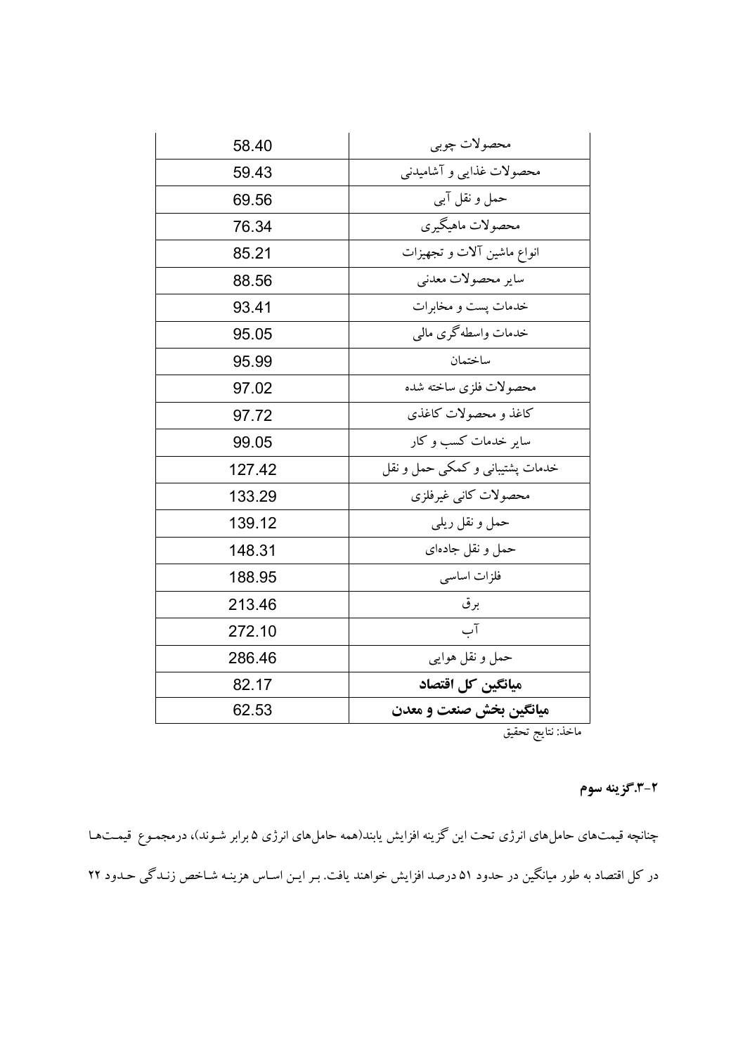| محصولات چوبی | 58.40 |
|---|---|
| محصولات غذایی و آشامیدنی | 59.43 |
| حمل و نقل آبی | 69.56 |
| محصولات ماهیگیری | 76.34 |
| انواع ماشین آلات و تجهیزات | 85.21 |
| سایر محصولات معدنی | 88.56 |
| خدمات پست و مخابرات | 93.41 |
| خدمات واسطه‌گری مالی | 95.05 |
| ساختمان | 95.99 |
| محصولات فلزی ساخته شده | 97.02 |
| کاغذ و محصولات کاغذی | 97.72 |
| سایر خدمات کسب و کار | 99.05 |
| خدمات پشتیبانی و کمکی حمل و نقل | 127.42 |
| محصولات کانی غیرفلزی | 133.29 |
| حمل و نقل ریلی | 139.12 |
| حمل و نقل جاده‌ای | 148.31 |
| فلزات اساسی | 188.95 |
| برق | 213.46 |
| آب | 272.10 |
| حمل و نقل هوایی | 286.46 |
| **میانگین کل اقتصاد** | 82.17 |
| **میانگین بخش صنعت و معدن** | 62.53 |

ماخذ: نتایج تحقیق

**۲-۳.گزینه سوم**

چنانچه قیمت‌های حامل‌های انرژی تحت این گزینه افزایش یابند(همه حامل‌های انرژی ۵ برابر شوند)، درمجموع قیمت‌ها در کل اقتصاد به طور میانگین در حدود ۵۱ درصد افزایش خواهند یافت. بر این اساس هزینه شاخص زندگی حدود ۲۲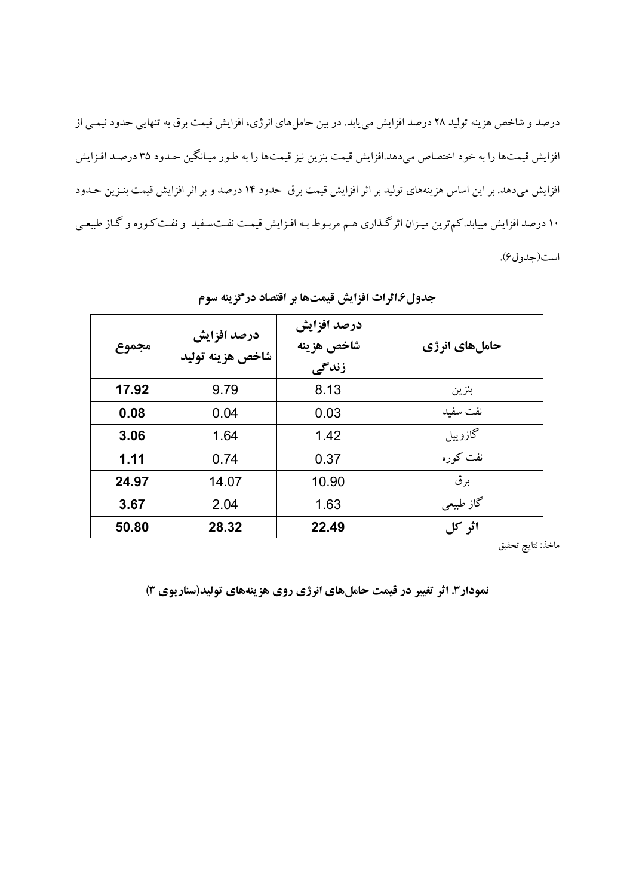درصد و شاخص هزینه تولید ۲۸ درصد افزایش می‌یابد. در بین حامل‌های انرژی، افزایش قیمت برق به تنهایی حدود نیمی از افزایش قیمت‌ها را به خود اختصاص می‌دهد.افزایش قیمت بنزین نیز قیمت‌ها را به طور میانگین حدود ۳۵ درصد افزایش می‌دهد. بر این اساس هزینه‌های تولید بر اثر افزایش قیمت برق حدود ۱۴ درصد و بر اثر افزایش قیمت بنزین حدود ۱۰ درصد افزایش مییابد.کم‌ترین میزان اثرگذاری هم مربوط به افزایش قیمت نفت‌سفید و نفت‌کوره و گاز طبیعی است(جدول۶).

**جدول۶.اثرات افزایش قیمت‌ها بر اقتصاد درگزینه سوم**

| حامل‌های انرژی | درصد افزایش شاخص هزینه زندگی | درصد افزایش شاخص هزینه تولید | مجموع |
|---|---|---|---|
| بنزین | 8.13 | 9.79 | **17.92** |
| نفت سفید | 0.03 | 0.04 | **0.08** |
| گازوییل | 1.42 | 1.64 | **3.06** |
| نفت کوره | 0.37 | 0.74 | **1.11** |
| برق | 10.90 | 14.07 | **24.97** |
| گاز طبیعی | 1.63 | 2.04 | **3.67** |
| **اثر کل** | **22.49** | **28.32** | **50.80** |

ماخذ: نتایج تحقیق

**نمودار۳. اثر تغییر در قیمت حامل‌های انرژی روی هزینه‌های تولید(سناریوی ۳)**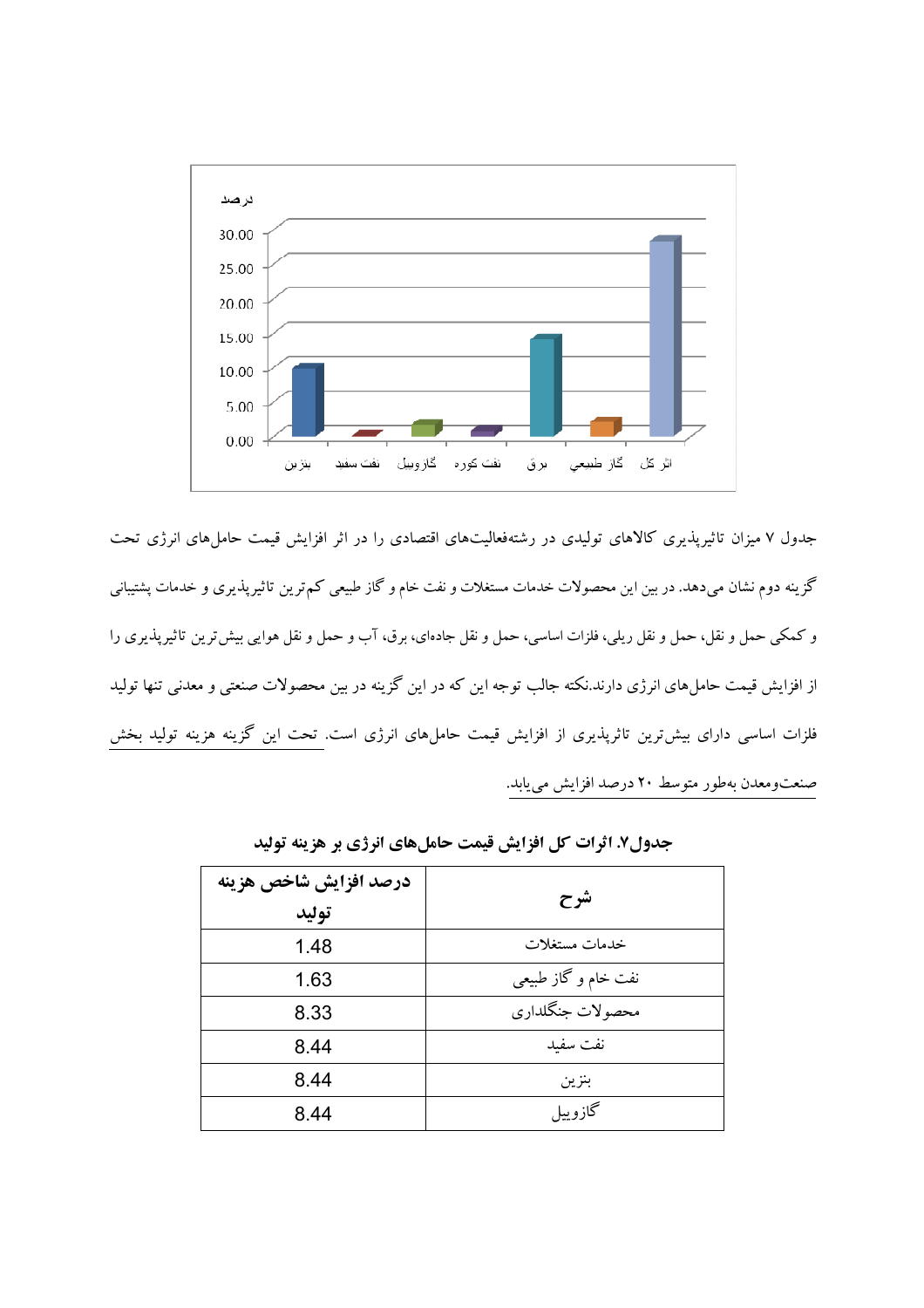جدول ۷ میزان تاثیرپذیری کالاهای تولیدی در رشته‌فعالیت‌های اقتصادی را در اثر افزایش قیمت حامل‌های انرژی تحت گزینه دوم نشان می‌دهد. در بین این محصولات خدمات مستغلات و نفت خام و گاز طبیعی کم‌ترین تاثیرپذیری و خدمات پشتیبانی و کمکی حمل و نقل، حمل و نقل ریلی، فلزات اساسی، حمل و نقل جاده‌ای، برق، آب و حمل و نقل هوایی بیش‌ترین تاثیرپذیری را از افزایش قیمت حامل‌های انرژی دارند.نکته جالب توجه این که در این گزینه در بین محصولات صنعتی و معدنی تنها تولید فلزات اساسی دارای بیش‌ترین تاثیرپذیری از افزایش قیمت حامل‌های انرژی است. تحت این گزینه هزینه تولید بخش صنعت‌ومعدن به‌طور متوسط ۲۰ درصد افزایش می‌یابد.

**جدول۷. اثرات کل افزایش قیمت حامل‌های انرژی بر هزینه تولید**

| شرح | درصد افزایش شاخص هزینه تولید |
|---|---|
| خدمات مستغلات | 1.48 |
| نفت خام و گاز طبیعی | 1.63 |
| محصولات جنگلداری | 8.33 |
| نفت سفید | 8.44 |
| بنزین | 8.44 |
| گازوییل | 8.44 |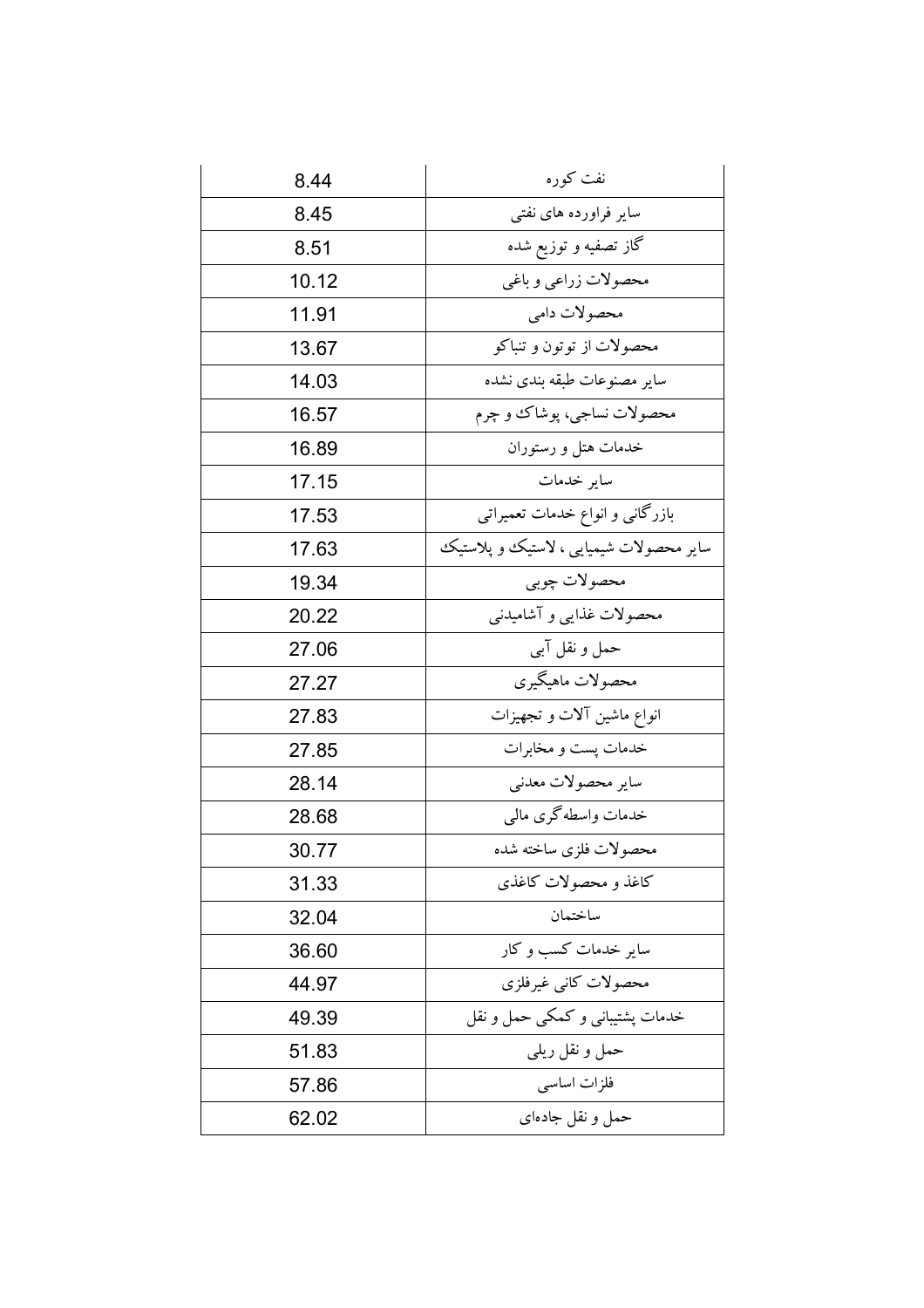| 8.44 | نفت کوره |
| --- | --- |
| 8.45 | سایر فراورده های نفتی |
| 8.51 | گاز تصفیه و توزیع شده |
| 10.12 | محصولات زراعی و باغی |
| 11.91 | محصولات دامی |
| 13.67 | محصولات از توتون و تنباکو |
| 14.03 | سایر مصنوعات طبقه بندی نشده |
| 16.57 | محصولات نساجی، پوشاک و چرم |
| 16.89 | خدمات هتل و رستوران |
| 17.15 | سایر خدمات |
| 17.53 | بازرگانی و انواع خدمات تعمیراتی |
| 17.63 | سایر محصولات شیمیایی ، لاستیک و پلاستیک |
| 19.34 | محصولات چوبی |
| 20.22 | محصولات غذایی و آشامیدنی |
| 27.06 | حمل و نقل آبی |
| 27.27 | محصولات ماهیگیری |
| 27.83 | انواع ماشین آلات و تجهیزات |
| 27.85 | خدمات پست و مخابرات |
| 28.14 | سایر محصولات معدنی |
| 28.68 | خدمات واسطه‌گری مالی |
| 30.77 | محصولات فلزی ساخته شده |
| 31.33 | کاغذ و محصولات کاغذی |
| 32.04 | ساختمان |
| 36.60 | سایر خدمات کسب و کار |
| 44.97 | محصولات کانی غیرفلزی |
| 49.39 | خدمات پشتیبانی و کمکی حمل و نقل |
| 51.83 | حمل و نقل ریلی |
| 57.86 | فلزات اساسی |
| 62.02 | حمل و نقل جاده‌ای |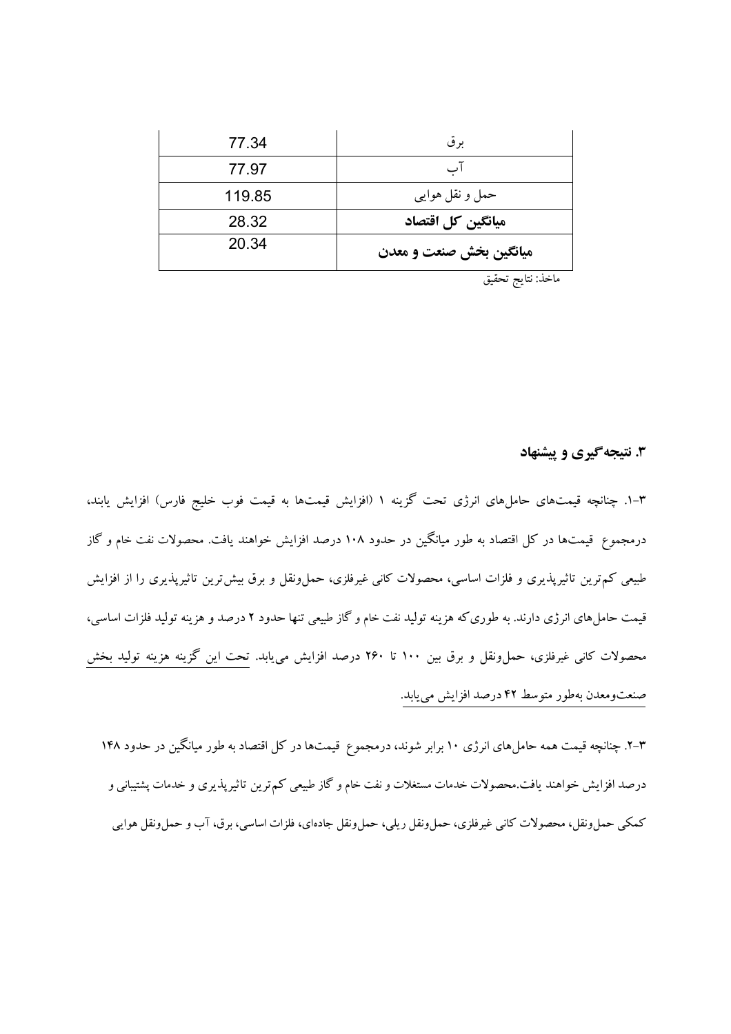| | |
|---|---|
| برق | 77.34 |
| آب | 77.97 |
| حمل و نقل هوایی | 119.85 |
| **میانگین کل اقتصاد** | 28.32 |
| **میانگین بخش صنعت و معدن** | 20.34 |

ماخذ: نتایج تحقیق

## ۳. نتیجه‌گیری و پیشنهاد

۳-۱. چنانچه قیمت‌های حامل‌های انرژی تحت گزینه ۱ (افزایش قیمت‌ها به قیمت فوب خلیج فارس) افزایش یابند، درمجموع قیمت‌ها در کل اقتصاد به طور میانگین در حدود ۱۰۸ درصد افزایش خواهند یافت. محصولات نفت خام و گاز طبیعی کم‌ترین تاثیرپذیری و فلزات اساسی، محصولات کانی غیرفلزی، حمل‌ونقل و برق بیش‌ترین تاثیرپذیری را از افزایش قیمت حامل‌های انرژی دارند. به طوری‌که هزینه تولید نفت خام و گاز طبیعی تنها حدود ۲ درصد و هزینه تولید فلزات اساسی، محصولات کانی غیرفلزی، حمل‌ونقل و برق بین ۱۰۰ تا ۲۶۰ درصد افزایش می‌یابد. تحت این گزینه هزینه تولید بخش صنعت‌ومعدن به‌طور متوسط ۴۲ درصد افزایش می‌یابد.

۳-۲. چنانچه قیمت همه حامل‌های انرژی ۱۰ برابر شوند، درمجموع قیمت‌ها در کل اقتصاد به طور میانگین در حدود ۱۴۸ درصد افزایش خواهند یافت.محصولات خدمات مستغلات و نفت خام و گاز طبیعی کم‌ترین تاثیرپذیری و خدمات پشتیبانی و کمکی حمل‌ونقل، محصولات کانی غیرفلزی، حمل‌ونقل ریلی، حمل‌ونقل جاده‌ای، فلزات اساسی، برق، آب و حمل‌ونقل هوایی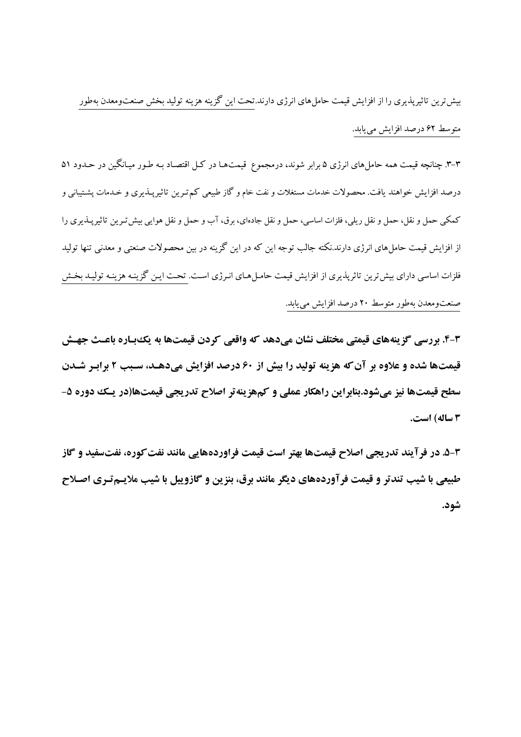بیش‌ترین تاثیرپذیری را از افزایش قیمت حامل‌های انرژی دارند.تحت این گزینه هزینه تولید بخش صنعت‌ومعدن به‌طور متوسط ۶۲ درصد افزایش می‌یابد.

۳-۳. چنانچه قیمت همه حامل‌های انرژی ۵ برابر شوند، درمجموع قیمت‌ها در کل اقتصاد به طور میانگین در حدود ۵۱ درصد افزایش خواهند یافت. محصولات خدمات مستغلات و نفت خام و گاز طبیعی کم‌ترین تاثیرپذیری و خدمات پشتیبانی و کمکی حمل و نقل، حمل و نقل ریلی، فلزات اساسی، حمل و نقل جاده‌ای، برق، آب و حمل و نقل هوایی بیش‌ترین تاثیرپذیری را از افزایش قیمت حامل‌های انرژی دارند.نکته جالب توجه این که در این گزینه در بین محصولات صنعتی و معدنی تنها تولید فلزات اساسی دارای بیش‌ترین تاثرپذیری از افزایش قیمت حامل‌های انرژی است. تحت این گزینه هزینه تولید بخش صنعت‌ومعدن به‌طور متوسط ۲۰ درصد افزایش می‌یابد.

**۳-۴. بررسی گزینه‌های قیمتی مختلف نشان می‌دهد که واقعی کردن قیمت‌ها به یک‌باره باعث جهش قیمت‌ها شده و علاوه بر آن‌که هزینه تولید را بیش از ۶۰ درصد افزایش می‌دهد، سبب ۲ برابر شدن سطح قیمت‌ها نیز می‌شود.بنابراین راهکار عملی و کم‌هزینه‌تر اصلاح تدریجی قیمت‌ها(در یک دوره ۵-۳ ساله) است.**

**۳-۵. در فرآیند تدریجی اصلاح قیمت‌ها بهتر است قیمت فراورده‌هایی مانند نفت‌کوره، نفت‌سفید و گاز طبیعی با شیب تندتر و قیمت فرآورده‌های دیگر مانند برق، بنزین و گازوییل با شیب ملایم‌تری اصلاح شود.**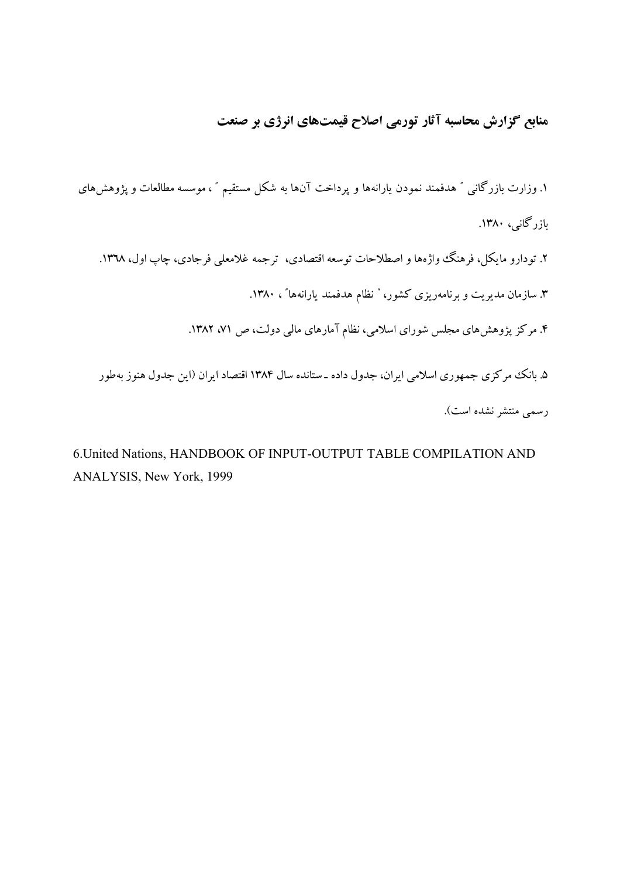## منابع گزارش محاسبه آثار تورمی اصلاح قیمت‌های انرژی بر صنعت

۱. وزارت بازرگانی " هدفمند نمودن یارانه‌ها و پرداخت آن‌ها به شکل مستقیم " ، موسسه مطالعات و پژوهش‌های بازرگانی، ۱۳۸۰.

۲. تودارو مایکل، فرهنگ واژه‌ها و اصطلاحات توسعه اقتصادی، ترجمه غلامعلی فرجادی، چاپ اول، ۱۳٦۸.

۳. سازمان مدیریت و برنامه‌ریزی کشور، " نظام هدفمند یارانه‌ها" ، ۱۳۸۰.

۴. مرکز پژوهش‌های مجلس شورای اسلامی، نظام آمارهای مالی دولت، ص ۷۱، ۱۳۸۲.

۵. بانک مرکزی جمهوری اسلامی ایران، جدول داده ـ ستانده سال ۱۳۸۴ اقتصاد ایران (این جدول هنوز به‌طور رسمی منتشر نشده است).

6.United Nations, HANDBOOK OF INPUT-OUTPUT TABLE COMPILATION AND ANALYSIS, New York, 1999